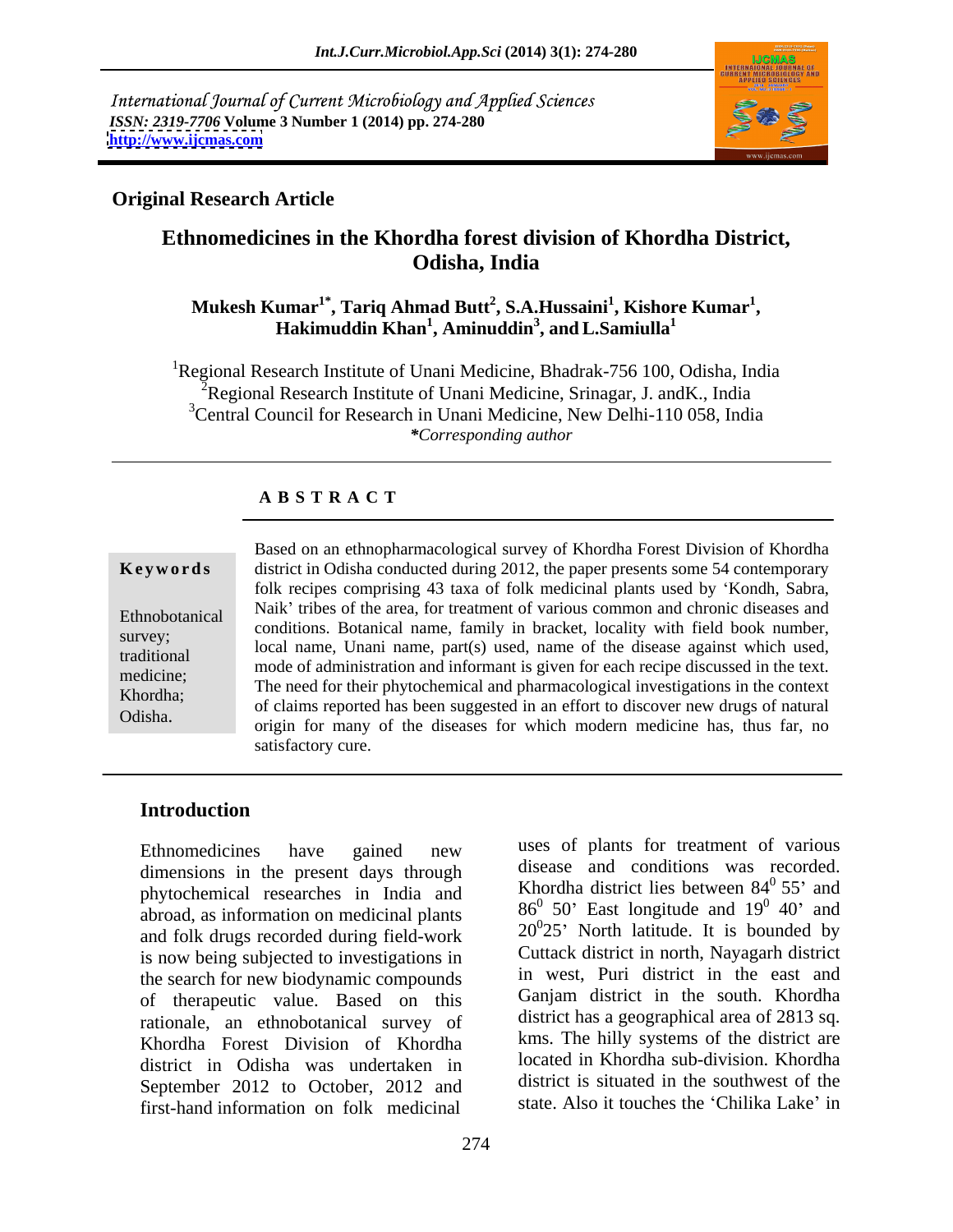International Journal of Current Microbiology and Applied Sciences
*ISSN: 2319-7706* **Volume 3 Number 1 (2014) pp. 274-280**
**http://www.ijcmas.com**

**Original Research Article**

# Ethnomedicines in the Khordha forest division of Khordha District, Odisha, India

**Mukesh Kumar[1*], Tariq Ahmad Butt[2], S.A.Hussaini[1], Kishore Kumar[1], Hakimuddin Khan[1], Aminuddin[3], and L.Samiulla[1]**

[1]Regional Research Institute of Unani Medicine, Bhadrak-756 100, Odisha, India
[2]Regional Research Institute of Unani Medicine, Srinagar, J. andK., India
[3]Central Council for Research in Unani Medicine, New Delhi-110 058, India
*\*Corresponding author*

## ABSTRACT

**Keywords**

Ethnobotanical survey; traditional medicine; Khordha; Odisha.

Based on an ethnopharmacological survey of Khordha Forest Division of Khordha district in Odisha conducted during 2012, the paper presents some 54 contemporary folk recipes comprising 43 taxa of folk medicinal plants used by 'Kondh, Sabra, Naik' tribes of the area, for treatment of various common and chronic diseases and conditions. Botanical name, family in bracket, locality with field book number, local name, Unani name, part(s) used, name of the disease against which used, mode of administration and informant is given for each recipe discussed in the text. The need for their phytochemical and pharmacological investigations in the context of claims reported has been suggested in an effort to discover new drugs of natural origin for many of the diseases for which modern medicine has, thus far, no satisfactory cure.

## Introduction

Ethnomedicines have gained new dimensions in the present days through phytochemical researches in India and abroad, as information on medicinal plants and folk drugs recorded during field-work is now being subjected to investigations in the search for new biodynamic compounds of therapeutic value. Based on this rationale, an ethnobotanical survey of Khordha Forest Division of Khordha district in Odisha was undertaken in September 2012 to October, 2012 and first-hand information on folk medicinal uses of plants for treatment of various disease and conditions was recorded. Khordha district lies between $84^0$ 55' and $86^0$ 50' East longitude and $19^0$ 40' and $20^0$25' North latitude. It is bounded by Cuttack district in north, Nayagarh district in west, Puri district in the east and Ganjam district in the south. Khordha district has a geographical area of 2813 sq. kms. The hilly systems of the district are located in Khordha sub-division. Khordha district is situated in the southwest of the state. Also it touches the 'Chilika Lake' in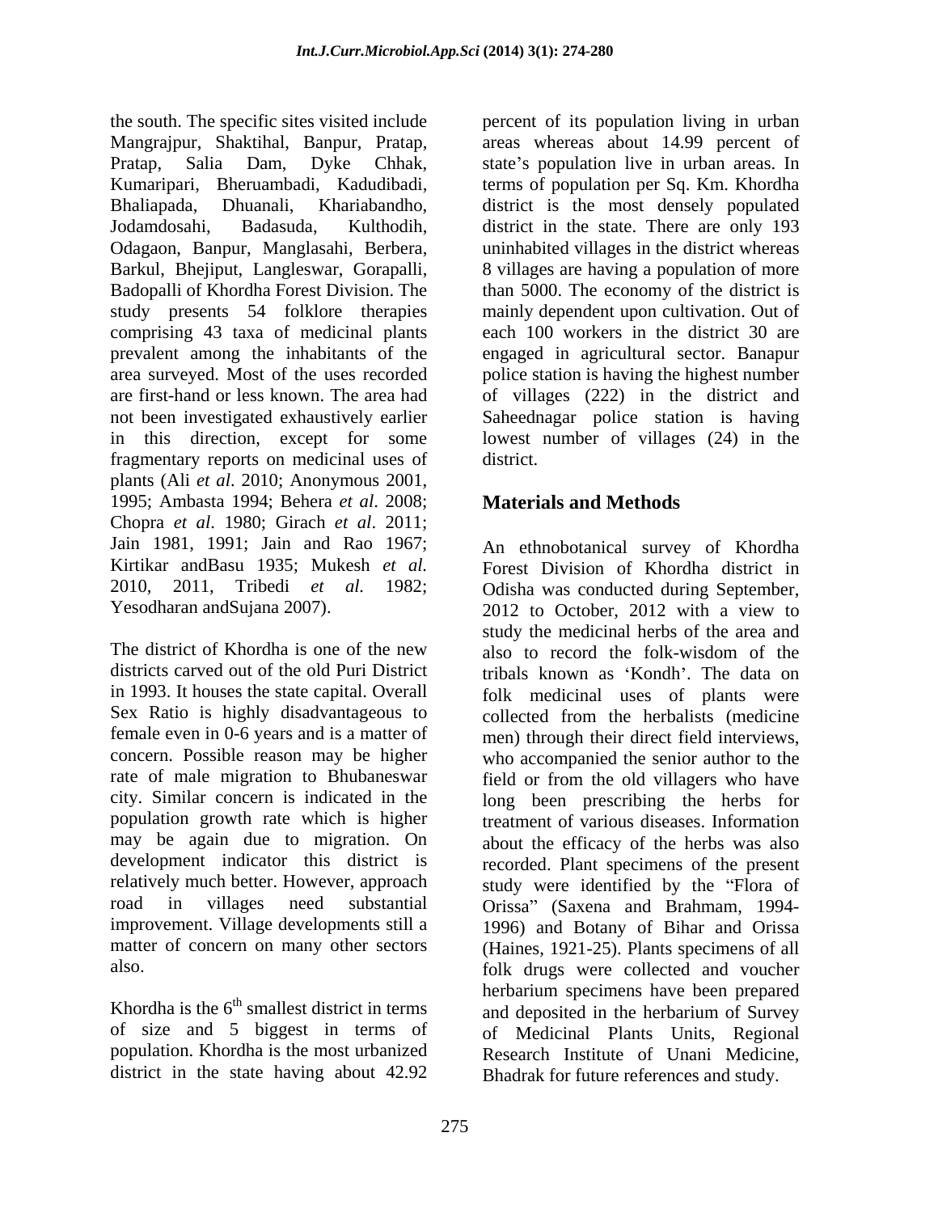the south. The specific sites visited include Mangrajpur, Shaktihal, Banpur, Pratap, Pratap, Salia Dam, Dyke Chhak, Kumaripari, Bheruambadi, Kadudibadi, Bhaliapada, Dhuanali, Khariabandho, Jodamdosahi, Badasuda, Kulthodih, Odagaon, Banpur, Manglasahi, Berbera, Barkul, Bhejiput, Langleswar, Gorapalli, Badopalli of Khordha Forest Division. The study presents 54 folklore therapies comprising 43 taxa of medicinal plants prevalent among the inhabitants of the area surveyed. Most of the uses recorded are first-hand or less known. The area had not been investigated exhaustively earlier in this direction, except for some fragmentary reports on medicinal uses of plants (Ali *et al*. 2010; Anonymous 2001, 1995; Ambasta 1994; Behera *et al*. 2008; Chopra *et al*. 1980; Girach *et al*. 2011; Jain 1981, 1991; Jain and Rao 1967; Kirtikar andBasu 1935; Mukesh *et al.* 2010, 2011, Tribedi *et al.* 1982; Yesodharan andSujana 2007).

The district of Khordha is one of the new districts carved out of the old Puri District in 1993. It houses the state capital. Overall Sex Ratio is highly disadvantageous to female even in 0-6 years and is a matter of concern. Possible reason may be higher rate of male migration to Bhubaneswar city. Similar concern is indicated in the population growth rate which is higher may be again due to migration. On development indicator this district is relatively much better. However, approach road in villages need substantial improvement. Village developments still a matter of concern on many other sectors also.

Khordha is the 6th smallest district in terms of size and 5 biggest in terms of population. Khordha is the most urbanized district in the state having about 42.92 percent of its population living in urban areas whereas about 14.99 percent of state's population live in urban areas. In terms of population per Sq. Km. Khordha district is the most densely populated district in the state. There are only 193 uninhabited villages in the district whereas 8 villages are having a population of more than 5000. The economy of the district is mainly dependent upon cultivation. Out of each 100 workers in the district 30 are engaged in agricultural sector. Banapur police station is having the highest number of villages (222) in the district and Saheednagar police station is having lowest number of villages (24) in the district.

## Materials and Methods

An ethnobotanical survey of Khordha Forest Division of Khordha district in Odisha was conducted during September, 2012 to October, 2012 with a view to study the medicinal herbs of the area and also to record the folk-wisdom of the tribals known as 'Kondh'. The data on folk medicinal uses of plants were collected from the herbalists (medicine men) through their direct field interviews, who accompanied the senior author to the field or from the old villagers who have long been prescribing the herbs for treatment of various diseases. Information about the efficacy of the herbs was also recorded. Plant specimens of the present study were identified by the "Flora of Orissa" (Saxena and Brahmam, 1994-1996) and Botany of Bihar and Orissa (Haines, 1921-25). Plants specimens of all folk drugs were collected and voucher herbarium specimens have been prepared and deposited in the herbarium of Survey of Medicinal Plants Units, Regional Research Institute of Unani Medicine, Bhadrak for future references and study.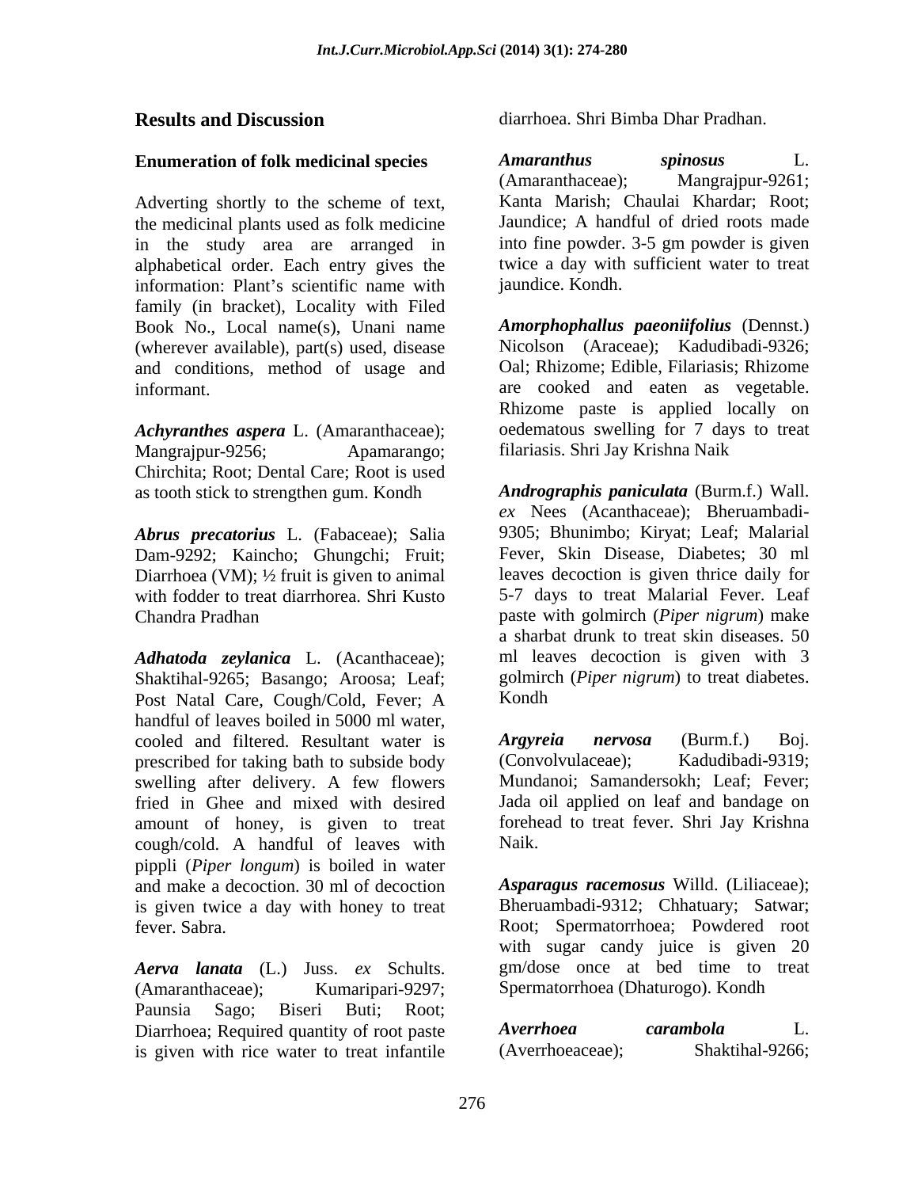## Results and Discussion

### Enumeration of folk medicinal species

Adverting shortly to the scheme of text, the medicinal plants used as folk medicine in the study area are arranged in alphabetical order. Each entry gives the information: Plant's scientific name with family (in bracket), Locality with Filed Book No., Local name(s), Unani name (wherever available), part(s) used, disease and conditions, method of usage and informant.

***Achyranthes aspera*** L. (Amaranthaceae); Mangrajpur-9256; Apamarango; Chirchita; Root; Dental Care; Root is used as tooth stick to strengthen gum. Kondh

***Abrus precatorius*** L. (Fabaceae); Salia Dam-9292; Kaincho; Ghungchi; Fruit; Diarrhoea (VM); ½ fruit is given to animal with fodder to treat diarrhorea. Shri Kusto Chandra Pradhan

***Adhatoda zeylanica*** L. (Acanthaceae); Shaktihal-9265; Basango; Aroosa; Leaf; Post Natal Care, Cough/Cold, Fever; A handful of leaves boiled in 5000 ml water, cooled and filtered. Resultant water is prescribed for taking bath to subside body swelling after delivery. A few flowers fried in Ghee and mixed with desired amount of honey, is given to treat cough/cold. A handful of leaves with pippli (*Piper longum*) is boiled in water and make a decoction. 30 ml of decoction is given twice a day with honey to treat fever. Sabra.

***Aerva lanata*** (L.) Juss. *ex* Schults. (Amaranthaceae); Kumaripari-9297; Paunsia Sago; Biseri Buti; Root; Diarrhoea; Required quantity of root paste is given with rice water to treat infantile diarrhoea. Shri Bimba Dhar Pradhan.

***Amaranthus spinosus*** L. (Amaranthaceae); Mangrajpur-9261; Kanta Marish; Chaulai Khardar; Root; Jaundice; A handful of dried roots made into fine powder. 3-5 gm powder is given twice a day with sufficient water to treat jaundice. Kondh.

***Amorphophallus paeoniifolius*** (Dennst.) Nicolson (Araceae); Kadudibadi-9326; Oal; Rhizome; Edible, Filariasis; Rhizome are cooked and eaten as vegetable. Rhizome paste is applied locally on oedematous swelling for 7 days to treat filariasis. Shri Jay Krishna Naik

***Andrographis paniculata*** (Burm.f.) Wall. *ex* Nees (Acanthaceae); Bheruambadi-9305; Bhunimbo; Kiryat; Leaf; Malarial Fever, Skin Disease, Diabetes; 30 ml leaves decoction is given thrice daily for 5-7 days to treat Malarial Fever. Leaf paste with golmirch (*Piper nigrum*) make a sharbat drunk to treat skin diseases. 50 ml leaves decoction is given with 3 golmirch (*Piper nigrum*) to treat diabetes. Kondh

***Argyreia nervosa*** (Burm.f.) Boj. (Convolvulaceae); Kadudibadi-9319; Mundanoi; Samandersokh; Leaf; Fever; Jada oil applied on leaf and bandage on forehead to treat fever. Shri Jay Krishna Naik.

***Asparagus racemosus*** Willd. (Liliaceae); Bheruambadi-9312; Chhatuary; Satwar; Root; Spermatorrhoea; Powdered root with sugar candy juice is given 20 gm/dose once at bed time to treat Spermatorrhoea (Dhaturogo). Kondh

***Averrhoea carambola*** L. (Averrhoeaceae); Shaktihal-9266;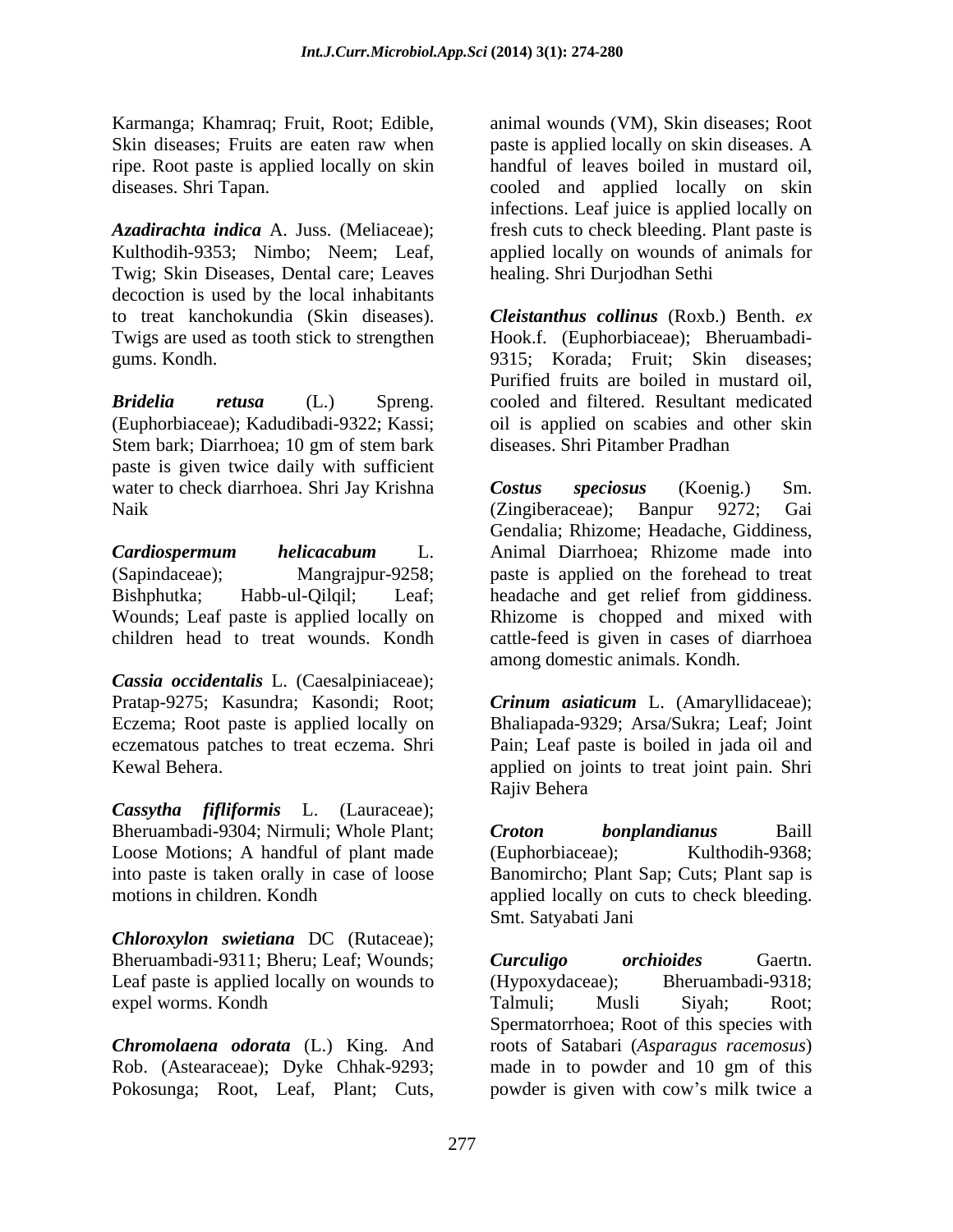Karmanga; Khamraq; Fruit, Root; Edible, Skin diseases; Fruits are eaten raw when ripe. Root paste is applied locally on skin diseases. Shri Tapan.

***Azadirachta indica*** A. Juss. (Meliaceae); Kulthodih-9353; Nimbo; Neem; Leaf, Twig; Skin Diseases, Dental care; Leaves decoction is used by the local inhabitants to treat kanchokundia (Skin diseases). Twigs are used as tooth stick to strengthen gums. Kondh.

***Bridelia retusa*** (L.) Spreng. (Euphorbiaceae); Kadudibadi-9322; Kassi; Stem bark; Diarrhoea; 10 gm of stem bark paste is given twice daily with sufficient water to check diarrhoea. Shri Jay Krishna Naik

***Cardiospermum helicacabum*** L. (Sapindaceae); Mangrajpur-9258; Bishphutka; Habb-ul-Qilqil; Leaf; Wounds; Leaf paste is applied locally on children head to treat wounds. Kondh

***Cassia occidentalis*** L. (Caesalpiniaceae); Pratap-9275; Kasundra; Kasondi; Root; Eczema; Root paste is applied locally on eczematous patches to treat eczema. Shri Kewal Behera.

***Cassytha fifliformis*** L. (Lauraceae); Bheruambadi-9304; Nirmuli; Whole Plant; Loose Motions; A handful of plant made into paste is taken orally in case of loose motions in children. Kondh

***Chloroxylon swietiana*** DC (Rutaceae); Bheruambadi-9311; Bheru; Leaf; Wounds; Leaf paste is applied locally on wounds to expel worms. Kondh

***Chromolaena odorata*** (L.) King. And Rob. (Astearaceae); Dyke Chhak-9293; Pokosunga; Root, Leaf, Plant; Cuts, animal wounds (VM), Skin diseases; Root paste is applied locally on skin diseases. A handful of leaves boiled in mustard oil, cooled and applied locally on skin infections. Leaf juice is applied locally on fresh cuts to check bleeding. Plant paste is applied locally on wounds of animals for healing. Shri Durjodhan Sethi

***Cleistanthus collinus*** (Roxb.) Benth. *ex* Hook.f. (Euphorbiaceae); Bheruambadi-9315; Korada; Fruit; Skin diseases; Purified fruits are boiled in mustard oil, cooled and filtered. Resultant medicated oil is applied on scabies and other skin diseases. Shri Pitamber Pradhan

***Costus speciosus*** (Koenig.) Sm. (Zingiberaceae); Banpur 9272; Gai Gendalia; Rhizome; Headache, Giddiness, Animal Diarrhoea; Rhizome made into paste is applied on the forehead to treat headache and get relief from giddiness. Rhizome is chopped and mixed with cattle-feed is given in cases of diarrhoea among domestic animals. Kondh.

***Crinum asiaticum*** L. (Amaryllidaceae); Bhaliapada-9329; Arsa/Sukra; Leaf; Joint Pain; Leaf paste is boiled in jada oil and applied on joints to treat joint pain. Shri Rajiv Behera

***Croton bonplandianus*** Baill (Euphorbiaceae); Kulthodih-9368; Banomircho; Plant Sap; Cuts; Plant sap is applied locally on cuts to check bleeding. Smt. Satyabati Jani

***Curculigo orchioides*** Gaertn. (Hypoxydaceae); Bheruambadi-9318; Talmuli; Musli Siyah; Root; Spermatorrhoea; Root of this species with roots of Satabari (*Asparagus racemosus*) made in to powder and 10 gm of this powder is given with cow's milk twice a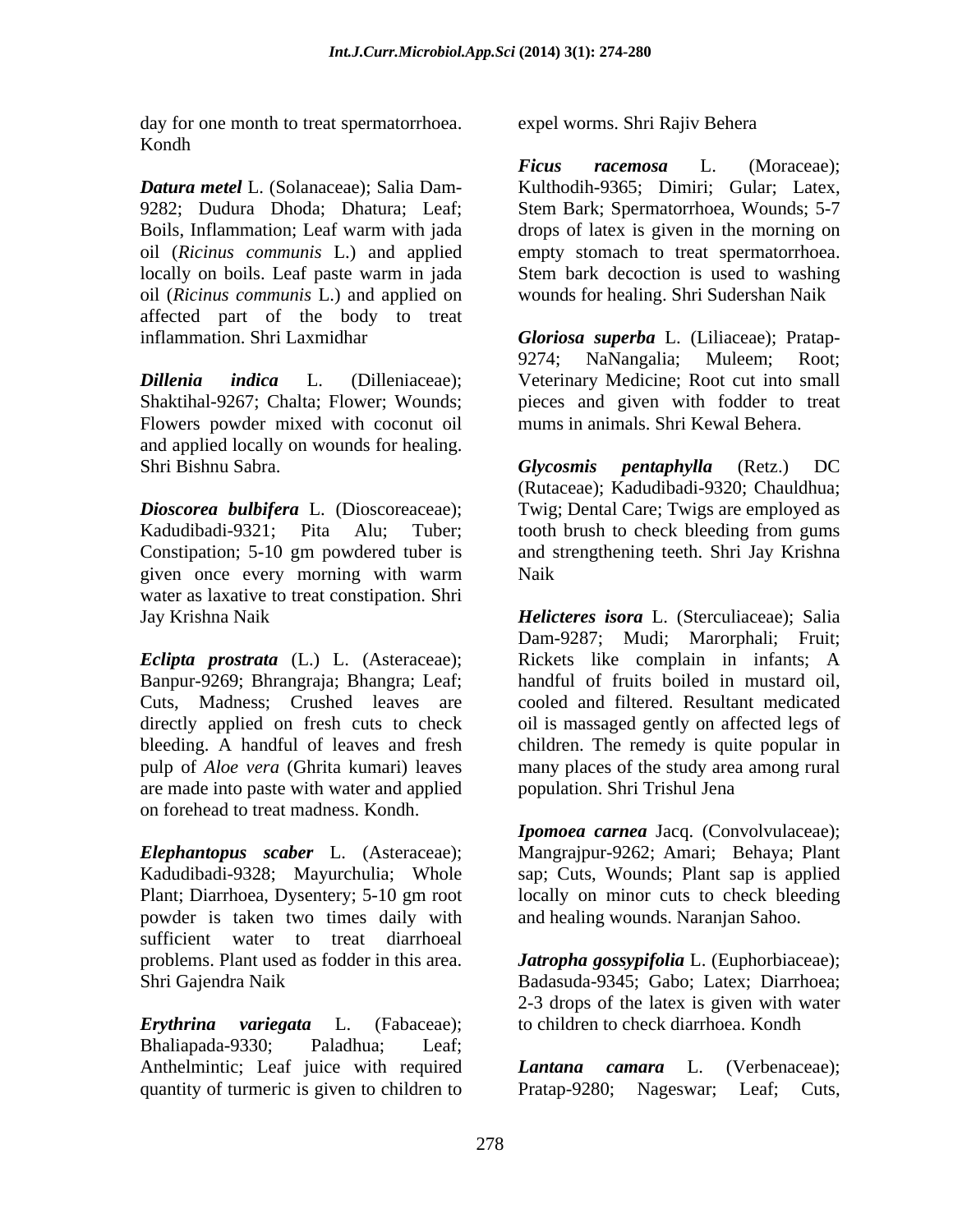day for one month to treat spermatorrhoea. Kondh

***Datura metel*** L. (Solanaceae); Salia Dam-9282; Dudura Dhoda; Dhatura; Leaf; Boils, Inflammation; Leaf warm with jada oil (*Ricinus communis* L.) and applied locally on boils. Leaf paste warm in jada oil (*Ricinus communis* L.) and applied on affected part of the body to treat inflammation. Shri Laxmidhar

***Dillenia indica*** L. (Dilleniaceae); Shaktihal-9267; Chalta; Flower; Wounds; Flowers powder mixed with coconut oil and applied locally on wounds for healing. Shri Bishnu Sabra.

***Dioscorea bulbifera*** L. (Dioscoreaceae); Kadudibadi-9321; Pita Alu; Tuber; Constipation; 5-10 gm powdered tuber is given once every morning with warm water as laxative to treat constipation. Shri Jay Krishna Naik

***Eclipta prostrata*** (L.) L. (Asteraceae); Banpur-9269; Bhrangraja; Bhangra; Leaf; Cuts, Madness; Crushed leaves are directly applied on fresh cuts to check bleeding. A handful of leaves and fresh pulp of *Aloe vera* (Ghrita kumari) leaves are made into paste with water and applied on forehead to treat madness. Kondh.

***Elephantopus scaber*** L. (Asteraceae); Kadudibadi-9328; Mayurchulia; Whole Plant; Diarrhoea, Dysentery; 5-10 gm root powder is taken two times daily with sufficient water to treat diarrhoeal problems. Plant used as fodder in this area. Shri Gajendra Naik

***Erythrina variegata*** L. (Fabaceae); Bhaliapada-9330; Paladhua; Leaf; Anthelmintic; Leaf juice with required quantity of turmeric is given to children to expel worms. Shri Rajiv Behera

***Ficus racemosa*** L. (Moraceae); Kulthodih-9365; Dimiri; Gular; Latex, Stem Bark; Spermatorrhoea, Wounds; 5-7 drops of latex is given in the morning on empty stomach to treat spermatorrhoea. Stem bark decoction is used to washing wounds for healing. Shri Sudershan Naik

***Gloriosa superba*** L. (Liliaceae); Pratap-9274; NaNangalia; Muleem; Root; Veterinary Medicine; Root cut into small pieces and given with fodder to treat mums in animals. Shri Kewal Behera.

***Glycosmis pentaphylla*** (Retz.) DC (Rutaceae); Kadudibadi-9320; Chauldhua; Twig; Dental Care; Twigs are employed as tooth brush to check bleeding from gums and strengthening teeth. Shri Jay Krishna Naik

***Helicteres isora*** L. (Sterculiaceae); Salia Dam-9287; Mudi; Marorphali; Fruit; Rickets like complain in infants; A handful of fruits boiled in mustard oil, cooled and filtered. Resultant medicated oil is massaged gently on affected legs of children. The remedy is quite popular in many places of the study area among rural population. Shri Trishul Jena

***Ipomoea carnea*** Jacq. (Convolvulaceae); Mangrajpur-9262; Amari; Behaya; Plant sap; Cuts, Wounds; Plant sap is applied locally on minor cuts to check bleeding and healing wounds. Naranjan Sahoo.

***Jatropha gossypifolia*** L. (Euphorbiaceae); Badasuda-9345; Gabo; Latex; Diarrhoea; 2-3 drops of the latex is given with water to children to check diarrhoea. Kondh

***Lantana camara*** L. (Verbenaceae); Pratap-9280; Nageswar; Leaf; Cuts,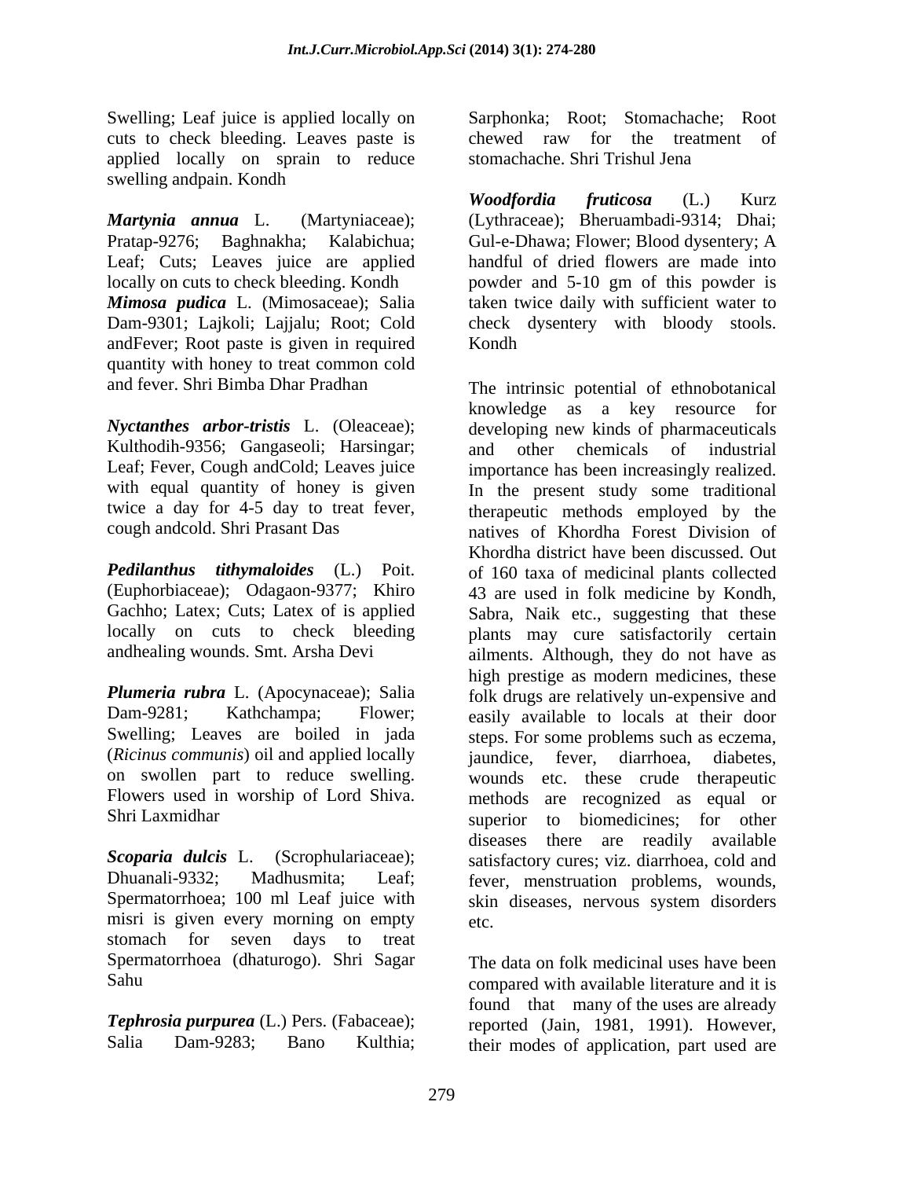Swelling; Leaf juice is applied locally on cuts to check bleeding. Leaves paste is applied locally on sprain to reduce swelling andpain. Kondh

***Martynia annua*** L. (Martyniaceae); Pratap-9276; Baghnakha; Kalabichua; Leaf; Cuts; Leaves juice are applied locally on cuts to check bleeding. Kondh

***Mimosa pudica*** L. (Mimosaceae); Salia Dam-9301; Lajkoli; Lajjalu; Root; Cold andFever; Root paste is given in required quantity with honey to treat common cold and fever. Shri Bimba Dhar Pradhan

***Nyctanthes arbor-tristis*** L. (Oleaceae); Kulthodih-9356; Gangaseoli; Harsingar; Leaf; Fever, Cough andCold; Leaves juice with equal quantity of honey is given twice a day for 4-5 day to treat fever, cough andcold. Shri Prasant Das

***Pedilanthus tithymaloides*** (L.) Poit. (Euphorbiaceae); Odagaon-9377; Khiro Gachho; Latex; Cuts; Latex of is applied locally on cuts to check bleeding andhealing wounds. Smt. Arsha Devi

***Plumeria rubra*** L. (Apocynaceae); Salia Dam-9281; Kathchampa; Flower; Swelling; Leaves are boiled in jada (*Ricinus communis*) oil and applied locally on swollen part to reduce swelling. Flowers used in worship of Lord Shiva. Shri Laxmidhar

***Scoparia dulcis*** L. (Scrophulariaceae); Dhuanali-9332; Madhusmita; Leaf; Spermatorrhoea; 100 ml Leaf juice with misri is given every morning on empty stomach for seven days to treat Spermatorrhoea (dhaturogo). Shri Sagar Sahu

***Tephrosia purpurea*** (L.) Pers. (Fabaceae); Salia Dam-9283; Bano Kulthia; Sarphonka; Root; Stomachache; Root chewed raw for the treatment of stomachache. Shri Trishul Jena

***Woodfordia fruticosa*** (L.) Kurz (Lythraceae); Bheruambadi-9314; Dhai; Gul-e-Dhawa; Flower; Blood dysentery; A handful of dried flowers are made into powder and 5-10 gm of this powder is taken twice daily with sufficient water to check dysentery with bloody stools. Kondh

The intrinsic potential of ethnobotanical knowledge as a key resource for developing new kinds of pharmaceuticals and other chemicals of industrial importance has been increasingly realized. In the present study some traditional therapeutic methods employed by the natives of Khordha Forest Division of Khordha district have been discussed. Out of 160 taxa of medicinal plants collected 43 are used in folk medicine by Kondh, Sabra, Naik etc., suggesting that these plants may cure satisfactorily certain ailments. Although, they do not have as high prestige as modern medicines, these folk drugs are relatively un-expensive and easily available to locals at their door steps. For some problems such as eczema, jaundice, fever, diarrhoea, diabetes, wounds etc. these crude therapeutic methods are recognized as equal or superior to biomedicines; for other diseases there are readily available satisfactory cures; viz. diarrhoea, cold and fever, menstruation problems, wounds, skin diseases, nervous system disorders etc.

The data on folk medicinal uses have been compared with available literature and it is found that many of the uses are already reported (Jain, 1981, 1991). However, their modes of application, part used are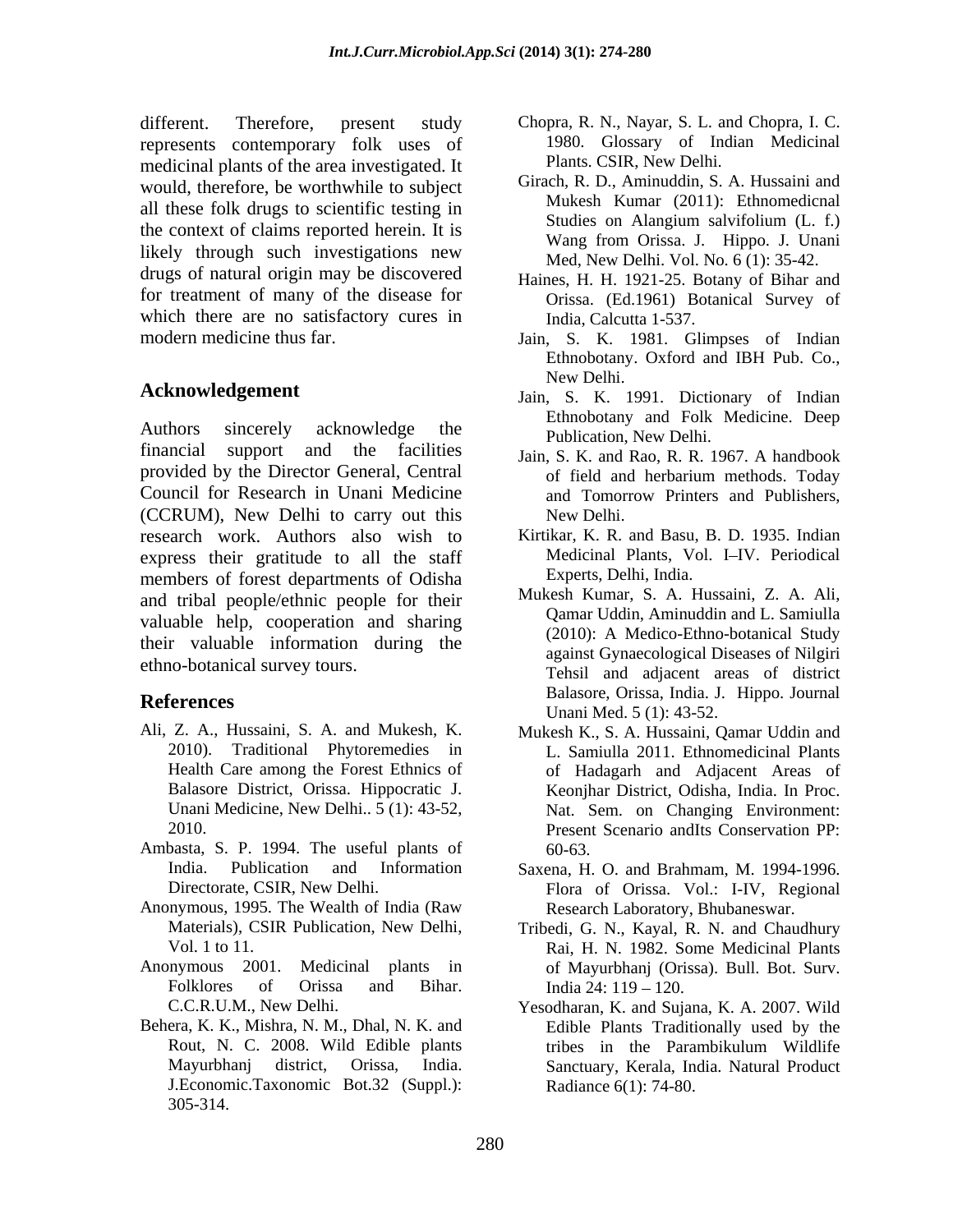different. Therefore, present study represents contemporary folk uses of medicinal plants of the area investigated. It would, therefore, be worthwhile to subject all these folk drugs to scientific testing in the context of claims reported herein. It is likely through such investigations new drugs of natural origin may be discovered for treatment of many of the disease for which there are no satisfactory cures in modern medicine thus far.

## Acknowledgement

Authors sincerely acknowledge the financial support and the facilities provided by the Director General, Central Council for Research in Unani Medicine (CCRUM), New Delhi to carry out this research work. Authors also wish to express their gratitude to all the staff members of forest departments of Odisha and tribal people/ethnic people for their valuable help, cooperation and sharing their valuable information during the ethno-botanical survey tours.

## References

- Ali, Z. A., Hussaini, S. A. and Mukesh, K. 2010). Traditional Phytoremedies in Health Care among the Forest Ethnics of Balasore District, Orissa. Hippocratic J. Unani Medicine, New Delhi.. 5 (1): 43-52, 2010.
- Ambasta, S. P. 1994. The useful plants of India. Publication and Information Directorate, CSIR, New Delhi.
- Anonymous, 1995. The Wealth of India (Raw Materials), CSIR Publication, New Delhi, Vol. 1 to 11.
- Anonymous 2001. Medicinal plants in Folklores of Orissa and Bihar. C.C.R.U.M., New Delhi.
- Behera, K. K., Mishra, N. M., Dhal, N. K. and Rout, N. C. 2008. Wild Edible plants Mayurbhanj district, Orissa, India. J.Economic.Taxonomic Bot.32 (Suppl.): 305-314.
- Chopra, R. N., Nayar, S. L. and Chopra, I. C. 1980. Glossary of Indian Medicinal Plants. CSIR, New Delhi.
- Girach, R. D., Aminuddin, S. A. Hussaini and Mukesh Kumar (2011): Ethnomedicnal Studies on Alangium salvifolium (L. f.) Wang from Orissa. J. Hippo. J. Unani Med, New Delhi. Vol. No. 6 (1): 35-42.
- Haines, H. H. 1921-25. Botany of Bihar and Orissa. (Ed.1961) Botanical Survey of India, Calcutta 1-537.
- Jain, S. K. 1981. Glimpses of Indian Ethnobotany. Oxford and IBH Pub. Co., New Delhi.
- Jain, S. K. 1991. Dictionary of Indian Ethnobotany and Folk Medicine. Deep Publication, New Delhi.
- Jain, S. K. and Rao, R. R. 1967. A handbook of field and herbarium methods. Today and Tomorrow Printers and Publishers, New Delhi.
- Kirtikar, K. R. and Basu, B. D. 1935. Indian Medicinal Plants, Vol. I–IV. Periodical Experts, Delhi, India.
- Mukesh Kumar, S. A. Hussaini, Z. A. Ali, Qamar Uddin, Aminuddin and L. Samiulla (2010): A Medico-Ethno-botanical Study against Gynaecological Diseases of Nilgiri Tehsil and adjacent areas of district Balasore, Orissa, India. J. Hippo. Journal Unani Med. 5 (1): 43-52.
- Mukesh K., S. A. Hussaini, Qamar Uddin and L. Samiulla 2011. Ethnomedicinal Plants of Hadagarh and Adjacent Areas of Keonjhar District, Odisha, India. In Proc. Nat. Sem. on Changing Environment: Present Scenario andIts Conservation PP: 60-63.
- Saxena, H. O. and Brahmam, M. 1994-1996. Flora of Orissa. Vol.: I-IV, Regional Research Laboratory, Bhubaneswar.
- Tribedi, G. N., Kayal, R. N. and Chaudhury Rai, H. N. 1982. Some Medicinal Plants of Mayurbhanj (Orissa). Bull. Bot. Surv. India 24: 119 – 120.
- Yesodharan, K. and Sujana, K. A. 2007. Wild Edible Plants Traditionally used by the tribes in the Parambikulum Wildlife Sanctuary, Kerala, India. Natural Product Radiance 6(1): 74-80.